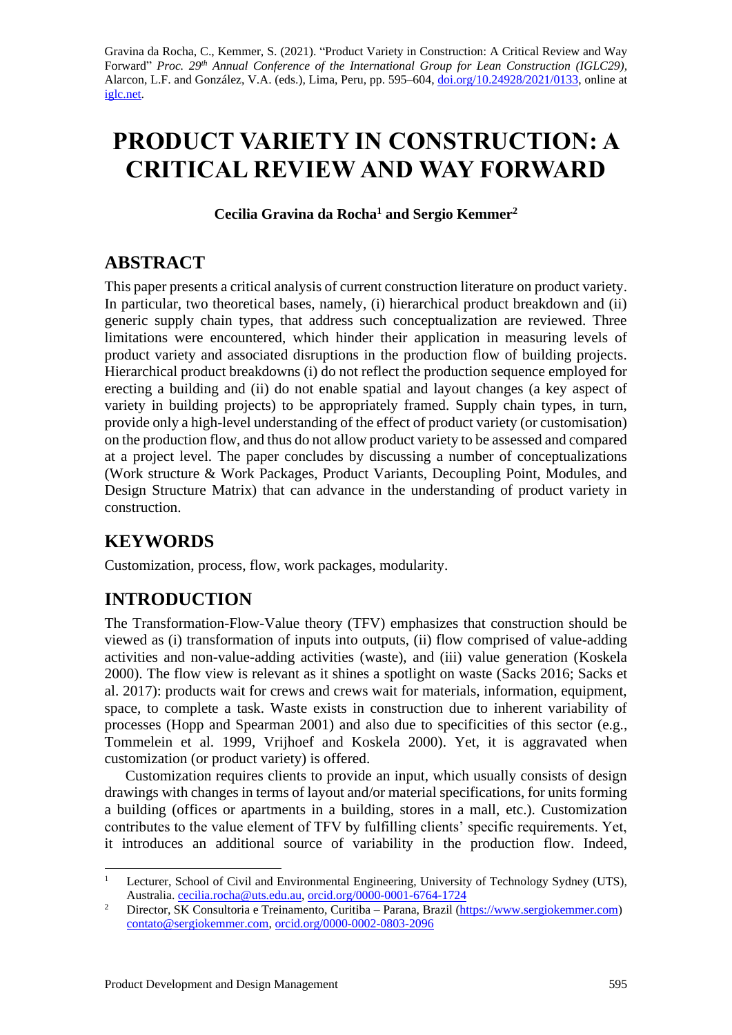Gravina da Rocha, C., Kemmer, S. (2021). "Product Variety in Construction: A Critical Review and Way Forward" *Proc. 29th Annual Conference of the International Group for Lean Construction (IGLC29),* Alarcon, L.F. and González, V.A. (eds.), Lima, Peru, pp. 595–604, doi.org/10.24928/2021/0133, online at iglc.net.

# PRODUCT VARIETY IN CONSTRUCTION: A CRITICAL REVIEW AND WAY FORWARD

**Cecilia Gravina da Rocha[1] and Sergio Kemmer[2]**

## ABSTRACT

This paper presents a critical analysis of current construction literature on product variety. In particular, two theoretical bases, namely, (i) hierarchical product breakdown and (ii) generic supply chain types, that address such conceptualization are reviewed. Three limitations were encountered, which hinder their application in measuring levels of product variety and associated disruptions in the production flow of building projects. Hierarchical product breakdowns (i) do not reflect the production sequence employed for erecting a building and (ii) do not enable spatial and layout changes (a key aspect of variety in building projects) to be appropriately framed. Supply chain types, in turn, provide only a high-level understanding of the effect of product variety (or customisation) on the production flow, and thus do not allow product variety to be assessed and compared at a project level. The paper concludes by discussing a number of conceptualizations (Work structure & Work Packages, Product Variants, Decoupling Point, Modules, and Design Structure Matrix) that can advance in the understanding of product variety in construction.

## KEYWORDS

Customization, process, flow, work packages, modularity.

## INTRODUCTION

The Transformation-Flow-Value theory (TFV) emphasizes that construction should be viewed as (i) transformation of inputs into outputs, (ii) flow comprised of value-adding activities and non-value-adding activities (waste), and (iii) value generation (Koskela 2000). The flow view is relevant as it shines a spotlight on waste (Sacks 2016; Sacks et al. 2017): products wait for crews and crews wait for materials, information, equipment, space, to complete a task. Waste exists in construction due to inherent variability of processes (Hopp and Spearman 2001) and also due to specificities of this sector (e.g., Tommelein et al. 1999, Vrijhoef and Koskela 2000). Yet, it is aggravated when customization (or product variety) is offered.

Customization requires clients to provide an input, which usually consists of design drawings with changes in terms of layout and/or material specifications, for units forming a building (offices or apartments in a building, stores in a mall, etc.). Customization contributes to the value element of TFV by fulfilling clients' specific requirements. Yet, it introduces an additional source of variability in the production flow. Indeed,

---

[1] Lecturer, School of Civil and Environmental Engineering, University of Technology Sydney (UTS), Australia. cecilia.rocha@uts.edu.au, orcid.org/0000-0001-6764-1724

[2] Director, SK Consultoria e Treinamento, Curitiba – Parana, Brazil (https://www.sergiokemmer.com) contato@sergiokemmer.com, orcid.org/0000-0002-0803-2096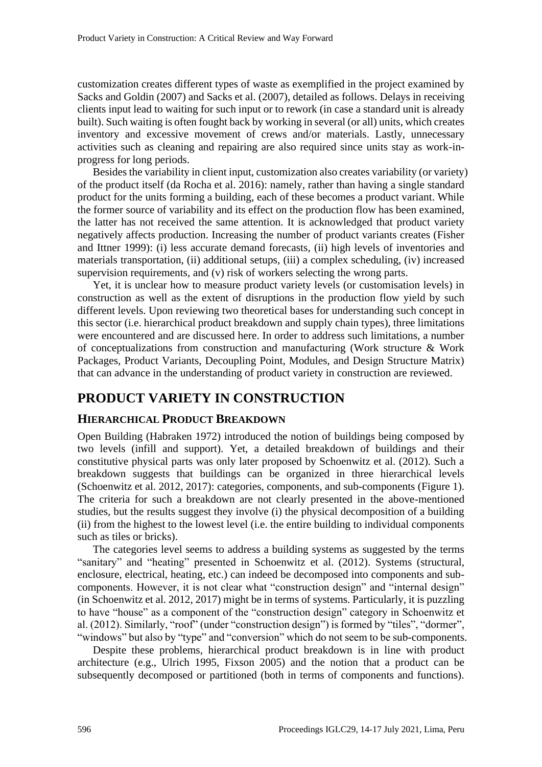customization creates different types of waste as exemplified in the project examined by Sacks and Goldin (2007) and Sacks et al. (2007), detailed as follows. Delays in receiving clients input lead to waiting for such input or to rework (in case a standard unit is already built). Such waiting is often fought back by working in several (or all) units, which creates inventory and excessive movement of crews and/or materials. Lastly, unnecessary activities such as cleaning and repairing are also required since units stay as work-in-progress for long periods.

Besides the variability in client input, customization also creates variability (or variety) of the product itself (da Rocha et al. 2016): namely, rather than having a single standard product for the units forming a building, each of these becomes a product variant. While the former source of variability and its effect on the production flow has been examined, the latter has not received the same attention. It is acknowledged that product variety negatively affects production. Increasing the number of product variants creates (Fisher and Ittner 1999): (i) less accurate demand forecasts, (ii) high levels of inventories and materials transportation, (ii) additional setups, (iii) a complex scheduling, (iv) increased supervision requirements, and (v) risk of workers selecting the wrong parts.

Yet, it is unclear how to measure product variety levels (or customisation levels) in construction as well as the extent of disruptions in the production flow yield by such different levels. Upon reviewing two theoretical bases for understanding such concept in this sector (i.e. hierarchical product breakdown and supply chain types), three limitations were encountered and are discussed here. In order to address such limitations, a number of conceptualizations from construction and manufacturing (Work structure & Work Packages, Product Variants, Decoupling Point, Modules, and Design Structure Matrix) that can advance in the understanding of product variety in construction are reviewed.

# PRODUCT VARIETY IN CONSTRUCTION

## HIERARCHICAL PRODUCT BREAKDOWN

Open Building (Habraken 1972) introduced the notion of buildings being composed by two levels (infill and support). Yet, a detailed breakdown of buildings and their constitutive physical parts was only later proposed by Schoenwitz et al. (2012). Such a breakdown suggests that buildings can be organized in three hierarchical levels (Schoenwitz et al. 2012, 2017): categories, components, and sub-components (Figure 1). The criteria for such a breakdown are not clearly presented in the above-mentioned studies, but the results suggest they involve (i) the physical decomposition of a building (ii) from the highest to the lowest level (i.e. the entire building to individual components such as tiles or bricks).

The categories level seems to address a building systems as suggested by the terms "sanitary" and "heating" presented in Schoenwitz et al. (2012). Systems (structural, enclosure, electrical, heating, etc.) can indeed be decomposed into components and sub-components. However, it is not clear what "construction design" and "internal design" (in Schoenwitz et al. 2012, 2017) might be in terms of systems. Particularly, it is puzzling to have "house" as a component of the "construction design" category in Schoenwitz et al. (2012). Similarly, "roof" (under "construction design") is formed by "tiles", "dormer", "windows" but also by "type" and "conversion" which do not seem to be sub-components.

Despite these problems, hierarchical product breakdown is in line with product architecture (e.g., Ulrich 1995, Fixson 2005) and the notion that a product can be subsequently decomposed or partitioned (both in terms of components and functions).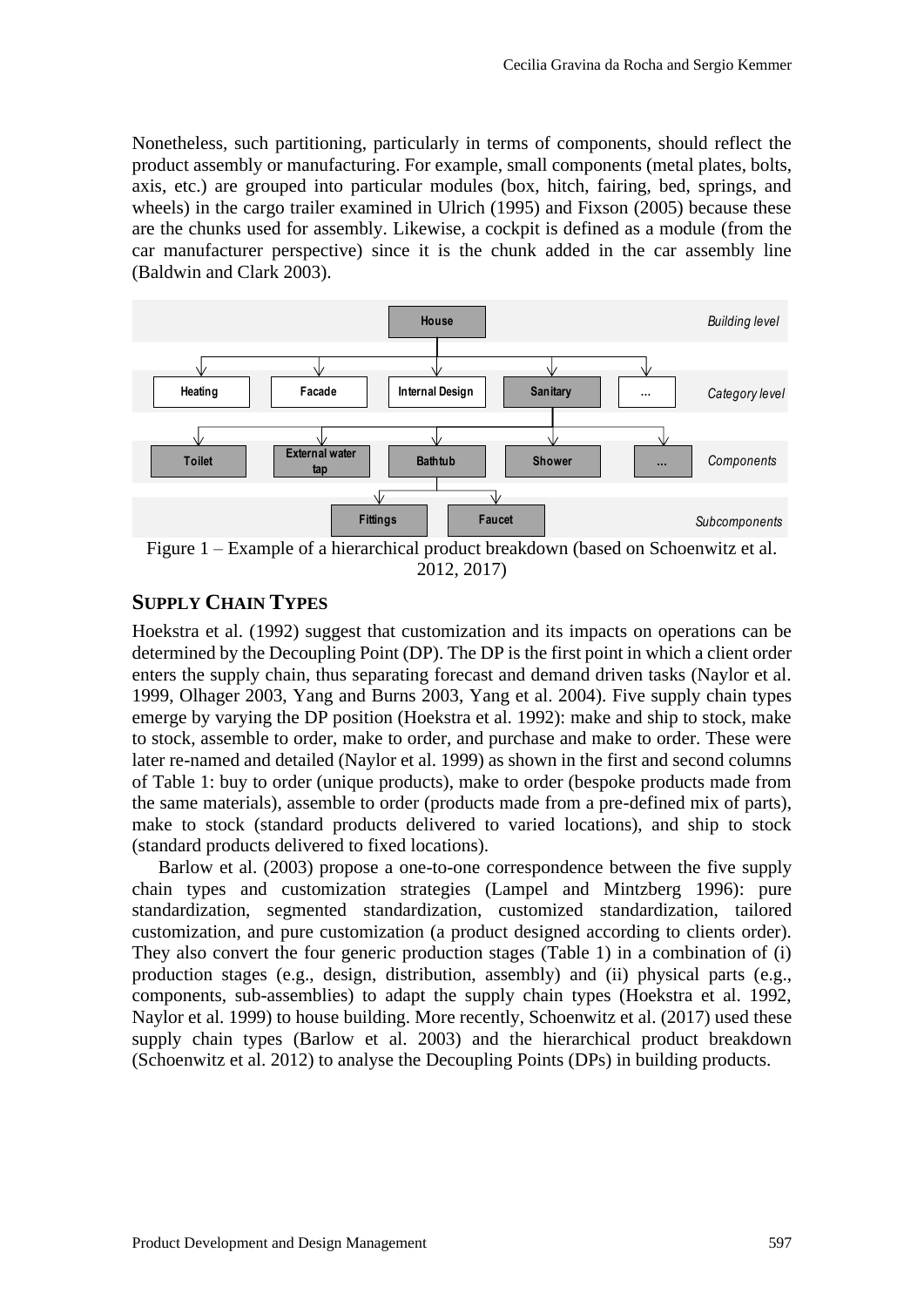Nonetheless, such partitioning, particularly in terms of components, should reflect the product assembly or manufacturing. For example, small components (metal plates, bolts, axis, etc.) are grouped into particular modules (box, hitch, fairing, bed, springs, and wheels) in the cargo trailer examined in Ulrich (1995) and Fixson (2005) because these are the chunks used for assembly. Likewise, a cockpit is defined as a module (from the car manufacturer perspective) since it is the chunk added in the car assembly line (Baldwin and Clark 2003).

Figure 1 – Example of a hierarchical product breakdown (based on Schoenwitz et al. 2012, 2017)

## SUPPLY CHAIN TYPES

Hoekstra et al. (1992) suggest that customization and its impacts on operations can be determined by the Decoupling Point (DP). The DP is the first point in which a client order enters the supply chain, thus separating forecast and demand driven tasks (Naylor et al. 1999, Olhager 2003, Yang and Burns 2003, Yang et al. 2004). Five supply chain types emerge by varying the DP position (Hoekstra et al. 1992): make and ship to stock, make to stock, assemble to order, make to order, and purchase and make to order. These were later re-named and detailed (Naylor et al. 1999) as shown in the first and second columns of Table 1: buy to order (unique products), make to order (bespoke products made from the same materials), assemble to order (products made from a pre-defined mix of parts), make to stock (standard products delivered to varied locations), and ship to stock (standard products delivered to fixed locations).

Barlow et al. (2003) propose a one-to-one correspondence between the five supply chain types and customization strategies (Lampel and Mintzberg 1996): pure standardization, segmented standardization, customized standardization, tailored customization, and pure customization (a product designed according to clients order). They also convert the four generic production stages (Table 1) in a combination of (i) production stages (e.g., design, distribution, assembly) and (ii) physical parts (e.g., components, sub-assemblies) to adapt the supply chain types (Hoekstra et al. 1992, Naylor et al. 1999) to house building. More recently, Schoenwitz et al. (2017) used these supply chain types (Barlow et al. 2003) and the hierarchical product breakdown (Schoenwitz et al. 2012) to analyse the Decoupling Points (DPs) in building products.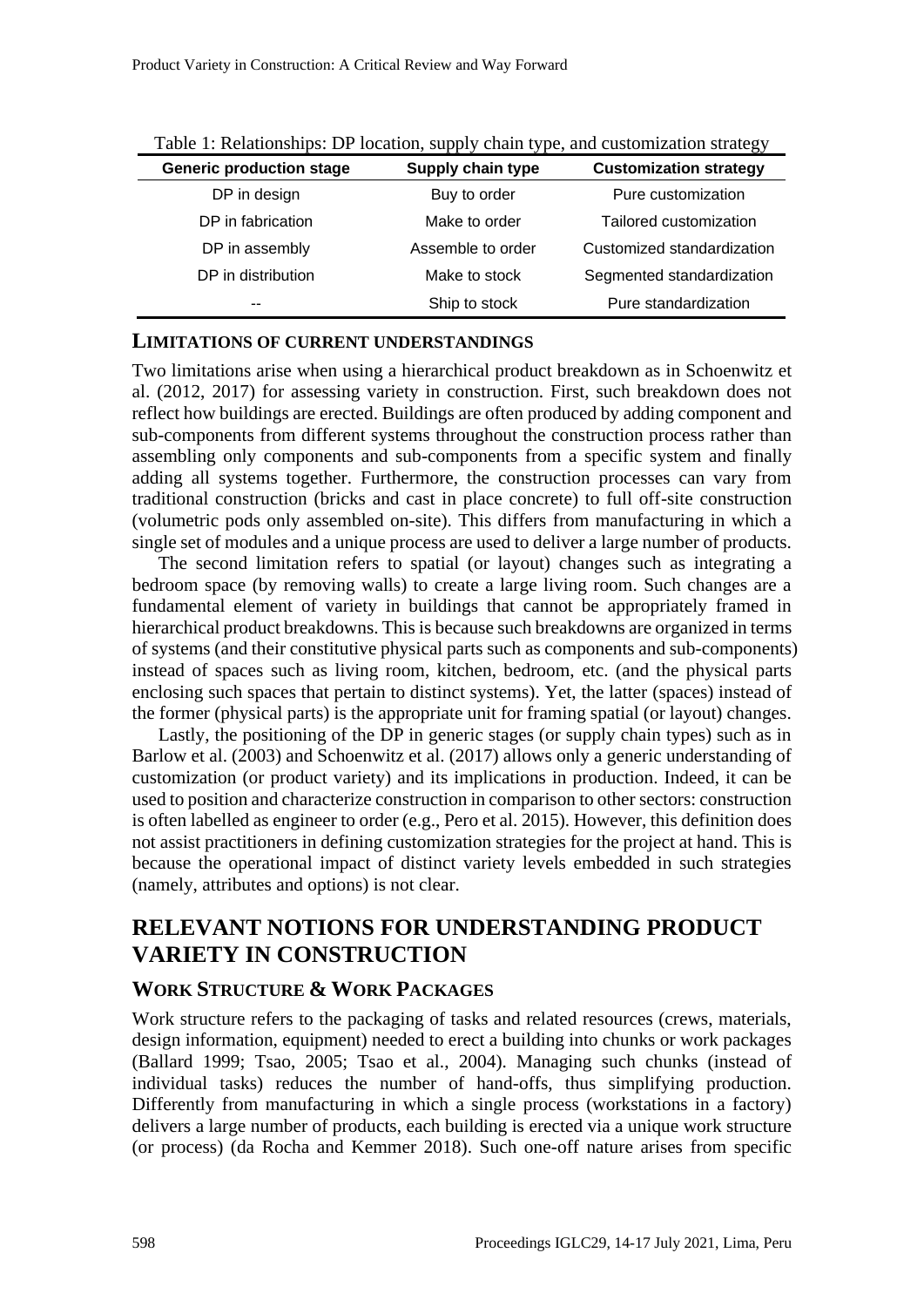Table 1: Relationships: DP location, supply chain type, and customization strategy

| Generic production stage | Supply chain type | Customization strategy |
|---|---|---|
| DP in design | Buy to order | Pure customization |
| DP in fabrication | Make to order | Tailored customization |
| DP in assembly | Assemble to order | Customized standardization |
| DP in distribution | Make to stock | Segmented standardization |
| -- | Ship to stock | Pure standardization |

### LIMITATIONS OF CURRENT UNDERSTANDINGS

Two limitations arise when using a hierarchical product breakdown as in Schoenwitz et al. (2012, 2017) for assessing variety in construction. First, such breakdown does not reflect how buildings are erected. Buildings are often produced by adding component and sub-components from different systems throughout the construction process rather than assembling only components and sub-components from a specific system and finally adding all systems together. Furthermore, the construction processes can vary from traditional construction (bricks and cast in place concrete) to full off-site construction (volumetric pods only assembled on-site). This differs from manufacturing in which a single set of modules and a unique process are used to deliver a large number of products.

The second limitation refers to spatial (or layout) changes such as integrating a bedroom space (by removing walls) to create a large living room. Such changes are a fundamental element of variety in buildings that cannot be appropriately framed in hierarchical product breakdowns. This is because such breakdowns are organized in terms of systems (and their constitutive physical parts such as components and sub-components) instead of spaces such as living room, kitchen, bedroom, etc. (and the physical parts enclosing such spaces that pertain to distinct systems). Yet, the latter (spaces) instead of the former (physical parts) is the appropriate unit for framing spatial (or layout) changes.

Lastly, the positioning of the DP in generic stages (or supply chain types) such as in Barlow et al. (2003) and Schoenwitz et al. (2017) allows only a generic understanding of customization (or product variety) and its implications in production. Indeed, it can be used to position and characterize construction in comparison to other sectors: construction is often labelled as engineer to order (e.g., Pero et al. 2015). However, this definition does not assist practitioners in defining customization strategies for the project at hand. This is because the operational impact of distinct variety levels embedded in such strategies (namely, attributes and options) is not clear.

## RELEVANT NOTIONS FOR UNDERSTANDING PRODUCT VARIETY IN CONSTRUCTION

### WORK STRUCTURE & WORK PACKAGES

Work structure refers to the packaging of tasks and related resources (crews, materials, design information, equipment) needed to erect a building into chunks or work packages (Ballard 1999; Tsao, 2005; Tsao et al., 2004). Managing such chunks (instead of individual tasks) reduces the number of hand-offs, thus simplifying production. Differently from manufacturing in which a single process (workstations in a factory) delivers a large number of products, each building is erected via a unique work structure (or process) (da Rocha and Kemmer 2018). Such one-off nature arises from specific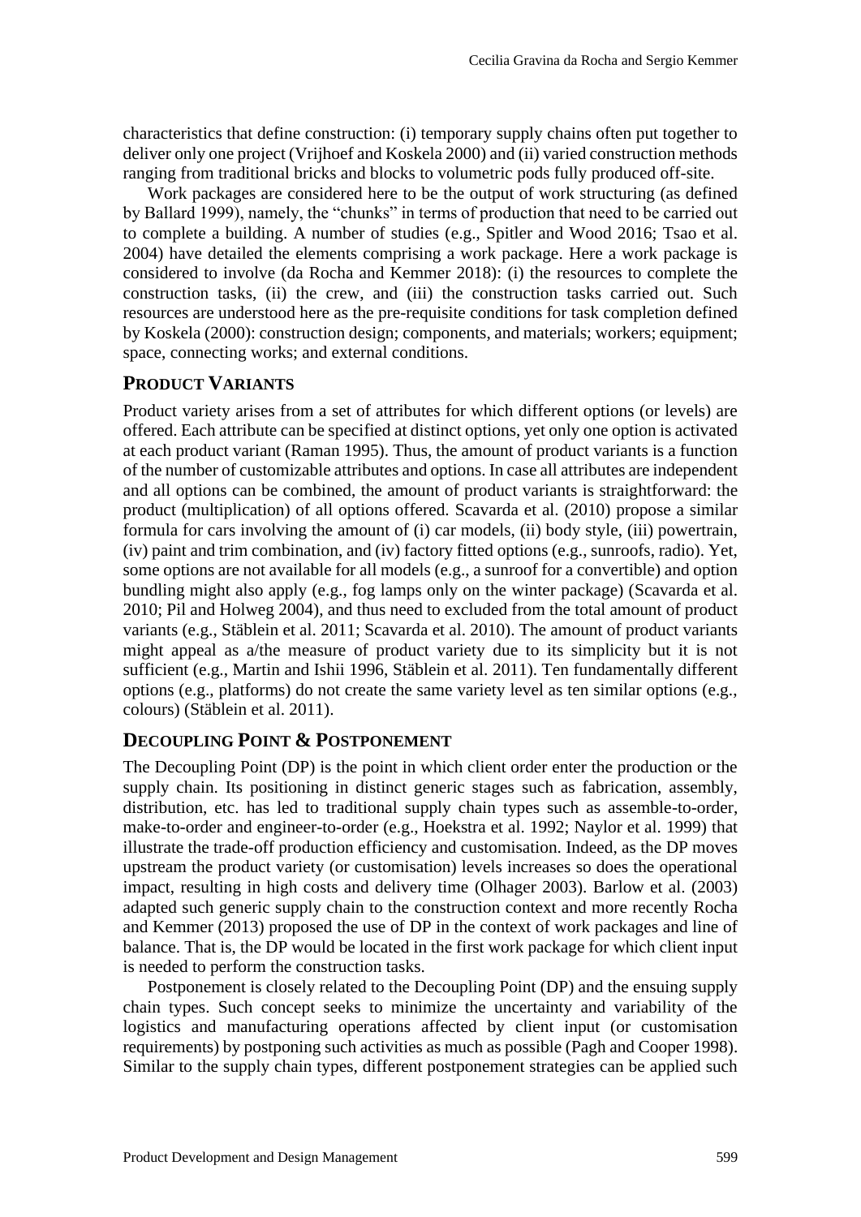characteristics that define construction: (i) temporary supply chains often put together to deliver only one project (Vrijhoef and Koskela 2000) and (ii) varied construction methods ranging from traditional bricks and blocks to volumetric pods fully produced off-site.

Work packages are considered here to be the output of work structuring (as defined by Ballard 1999), namely, the "chunks" in terms of production that need to be carried out to complete a building. A number of studies (e.g., Spitler and Wood 2016; Tsao et al. 2004) have detailed the elements comprising a work package. Here a work package is considered to involve (da Rocha and Kemmer 2018): (i) the resources to complete the construction tasks, (ii) the crew, and (iii) the construction tasks carried out. Such resources are understood here as the pre-requisite conditions for task completion defined by Koskela (2000): construction design; components, and materials; workers; equipment; space, connecting works; and external conditions.

## PRODUCT VARIANTS

Product variety arises from a set of attributes for which different options (or levels) are offered. Each attribute can be specified at distinct options, yet only one option is activated at each product variant (Raman 1995). Thus, the amount of product variants is a function of the number of customizable attributes and options. In case all attributes are independent and all options can be combined, the amount of product variants is straightforward: the product (multiplication) of all options offered. Scavarda et al. (2010) propose a similar formula for cars involving the amount of (i) car models, (ii) body style, (iii) powertrain, (iv) paint and trim combination, and (iv) factory fitted options (e.g., sunroofs, radio). Yet, some options are not available for all models (e.g., a sunroof for a convertible) and option bundling might also apply (e.g., fog lamps only on the winter package) (Scavarda et al. 2010; Pil and Holweg 2004), and thus need to excluded from the total amount of product variants (e.g., Stäblein et al. 2011; Scavarda et al. 2010). The amount of product variants might appeal as a/the measure of product variety due to its simplicity but it is not sufficient (e.g., Martin and Ishii 1996, Stäblein et al. 2011). Ten fundamentally different options (e.g., platforms) do not create the same variety level as ten similar options (e.g., colours) (Stäblein et al. 2011).

## DECOUPLING POINT & POSTPONEMENT

The Decoupling Point (DP) is the point in which client order enter the production or the supply chain. Its positioning in distinct generic stages such as fabrication, assembly, distribution, etc. has led to traditional supply chain types such as assemble-to-order, make-to-order and engineer-to-order (e.g., Hoekstra et al. 1992; Naylor et al. 1999) that illustrate the trade-off production efficiency and customisation. Indeed, as the DP moves upstream the product variety (or customisation) levels increases so does the operational impact, resulting in high costs and delivery time (Olhager 2003). Barlow et al. (2003) adapted such generic supply chain to the construction context and more recently Rocha and Kemmer (2013) proposed the use of DP in the context of work packages and line of balance. That is, the DP would be located in the first work package for which client input is needed to perform the construction tasks.

Postponement is closely related to the Decoupling Point (DP) and the ensuing supply chain types. Such concept seeks to minimize the uncertainty and variability of the logistics and manufacturing operations affected by client input (or customisation requirements) by postponing such activities as much as possible (Pagh and Cooper 1998). Similar to the supply chain types, different postponement strategies can be applied such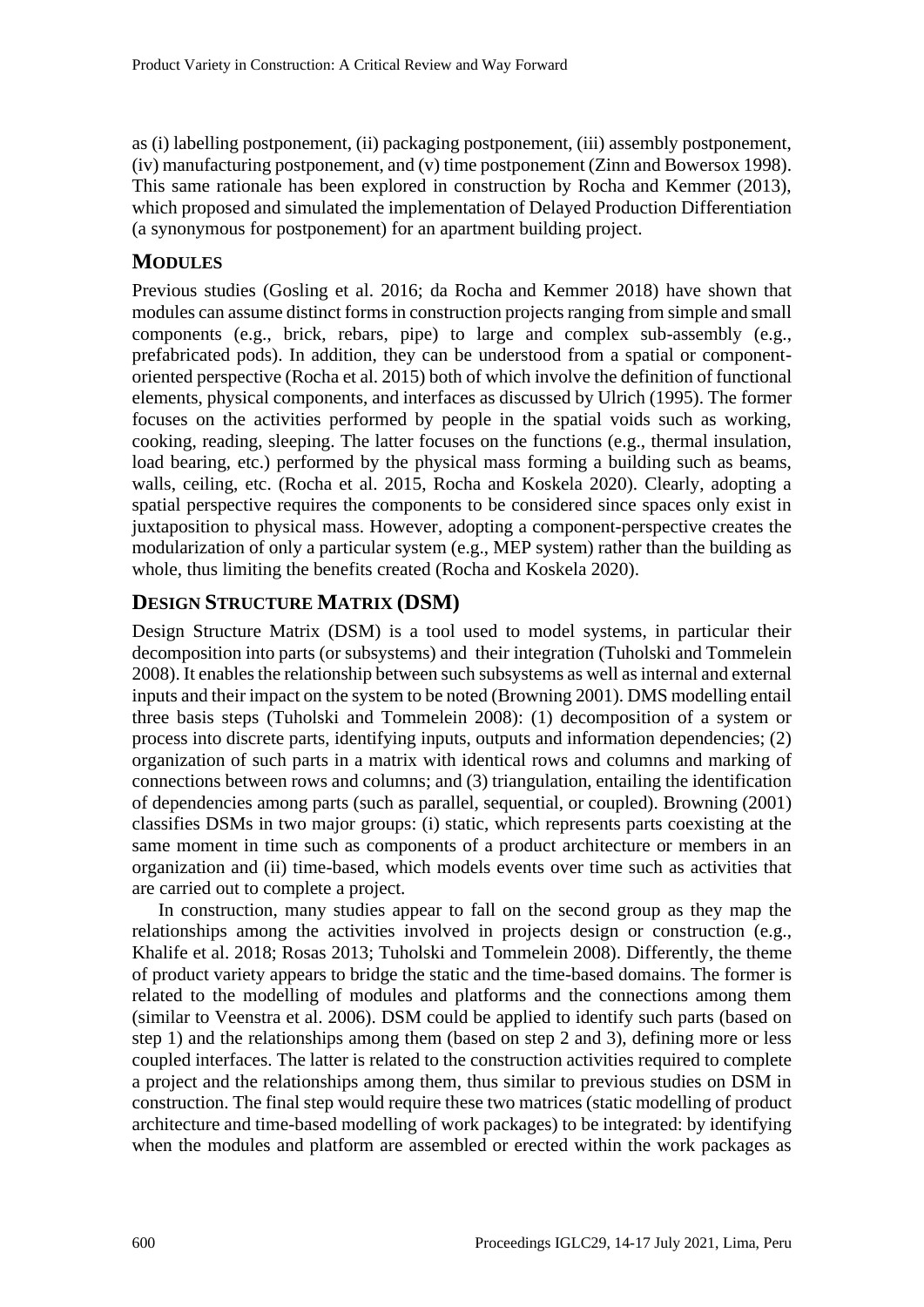as (i) labelling postponement, (ii) packaging postponement, (iii) assembly postponement, (iv) manufacturing postponement, and (v) time postponement (Zinn and Bowersox 1998). This same rationale has been explored in construction by Rocha and Kemmer (2013), which proposed and simulated the implementation of Delayed Production Differentiation (a synonymous for postponement) for an apartment building project.

## MODULES

Previous studies (Gosling et al. 2016; da Rocha and Kemmer 2018) have shown that modules can assume distinct forms in construction projects ranging from simple and small components (e.g., brick, rebars, pipe) to large and complex sub-assembly (e.g., prefabricated pods). In addition, they can be understood from a spatial or component-oriented perspective (Rocha et al. 2015) both of which involve the definition of functional elements, physical components, and interfaces as discussed by Ulrich (1995). The former focuses on the activities performed by people in the spatial voids such as working, cooking, reading, sleeping. The latter focuses on the functions (e.g., thermal insulation, load bearing, etc.) performed by the physical mass forming a building such as beams, walls, ceiling, etc. (Rocha et al. 2015, Rocha and Koskela 2020). Clearly, adopting a spatial perspective requires the components to be considered since spaces only exist in juxtaposition to physical mass. However, adopting a component-perspective creates the modularization of only a particular system (e.g., MEP system) rather than the building as whole, thus limiting the benefits created (Rocha and Koskela 2020).

## DESIGN STRUCTURE MATRIX (DSM)

Design Structure Matrix (DSM) is a tool used to model systems, in particular their decomposition into parts (or subsystems) and their integration (Tuholski and Tommelein 2008). It enables the relationship between such subsystems as well as internal and external inputs and their impact on the system to be noted (Browning 2001). DMS modelling entail three basis steps (Tuholski and Tommelein 2008): (1) decomposition of a system or process into discrete parts, identifying inputs, outputs and information dependencies; (2) organization of such parts in a matrix with identical rows and columns and marking of connections between rows and columns; and (3) triangulation, entailing the identification of dependencies among parts (such as parallel, sequential, or coupled). Browning (2001) classifies DSMs in two major groups: (i) static, which represents parts coexisting at the same moment in time such as components of a product architecture or members in an organization and (ii) time-based, which models events over time such as activities that are carried out to complete a project.

In construction, many studies appear to fall on the second group as they map the relationships among the activities involved in projects design or construction (e.g., Khalife et al. 2018; Rosas 2013; Tuholski and Tommelein 2008). Differently, the theme of product variety appears to bridge the static and the time-based domains. The former is related to the modelling of modules and platforms and the connections among them (similar to Veenstra et al. 2006). DSM could be applied to identify such parts (based on step 1) and the relationships among them (based on step 2 and 3), defining more or less coupled interfaces. The latter is related to the construction activities required to complete a project and the relationships among them, thus similar to previous studies on DSM in construction. The final step would require these two matrices (static modelling of product architecture and time-based modelling of work packages) to be integrated: by identifying when the modules and platform are assembled or erected within the work packages as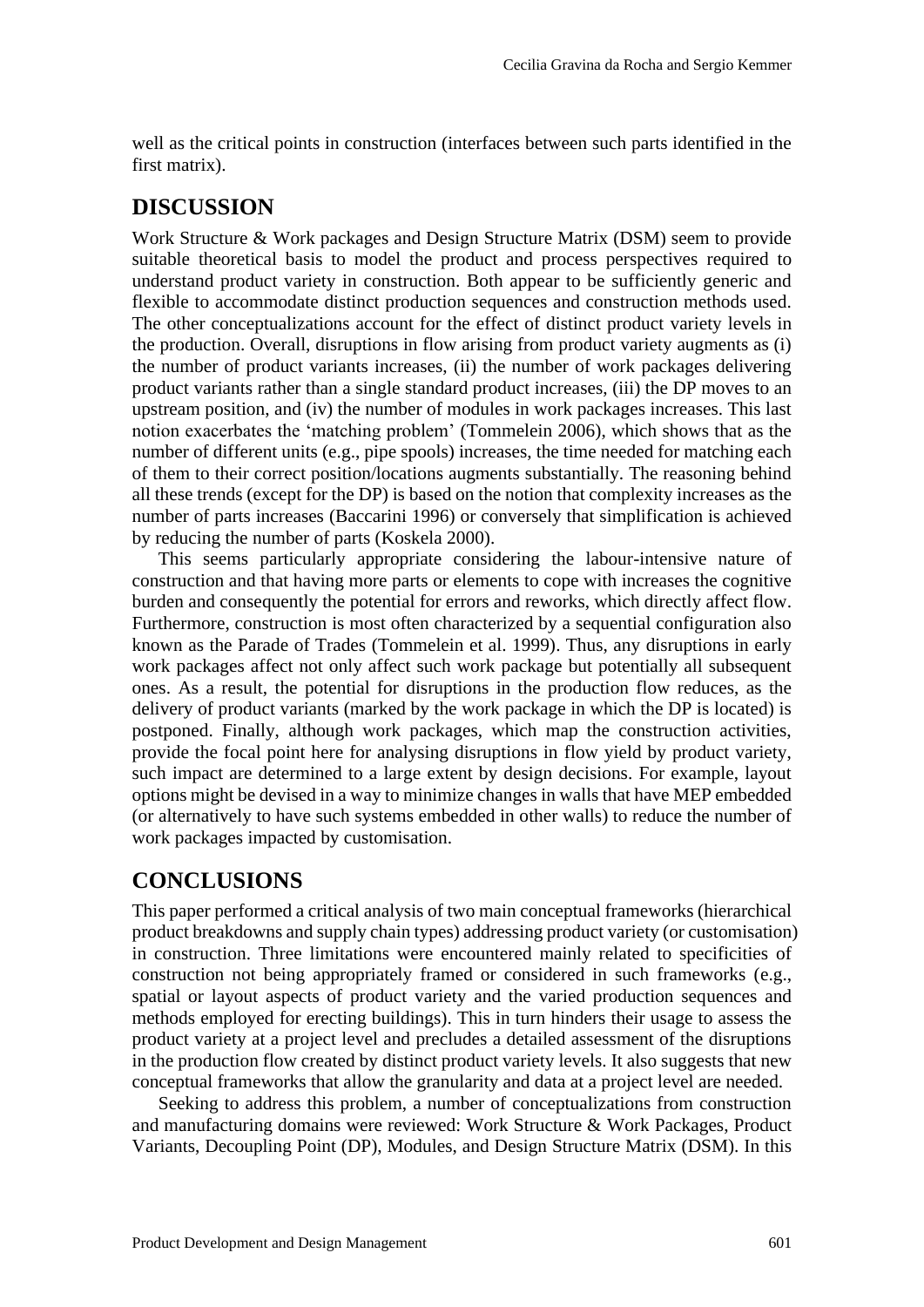well as the critical points in construction (interfaces between such parts identified in the first matrix).

## DISCUSSION

Work Structure & Work packages and Design Structure Matrix (DSM) seem to provide suitable theoretical basis to model the product and process perspectives required to understand product variety in construction. Both appear to be sufficiently generic and flexible to accommodate distinct production sequences and construction methods used. The other conceptualizations account for the effect of distinct product variety levels in the production. Overall, disruptions in flow arising from product variety augments as (i) the number of product variants increases, (ii) the number of work packages delivering product variants rather than a single standard product increases, (iii) the DP moves to an upstream position, and (iv) the number of modules in work packages increases. This last notion exacerbates the 'matching problem' (Tommelein 2006), which shows that as the number of different units (e.g., pipe spools) increases, the time needed for matching each of them to their correct position/locations augments substantially. The reasoning behind all these trends (except for the DP) is based on the notion that complexity increases as the number of parts increases (Baccarini 1996) or conversely that simplification is achieved by reducing the number of parts (Koskela 2000).

This seems particularly appropriate considering the labour-intensive nature of construction and that having more parts or elements to cope with increases the cognitive burden and consequently the potential for errors and reworks, which directly affect flow. Furthermore, construction is most often characterized by a sequential configuration also known as the Parade of Trades (Tommelein et al. 1999). Thus, any disruptions in early work packages affect not only affect such work package but potentially all subsequent ones. As a result, the potential for disruptions in the production flow reduces, as the delivery of product variants (marked by the work package in which the DP is located) is postponed. Finally, although work packages, which map the construction activities, provide the focal point here for analysing disruptions in flow yield by product variety, such impact are determined to a large extent by design decisions. For example, layout options might be devised in a way to minimize changes in walls that have MEP embedded (or alternatively to have such systems embedded in other walls) to reduce the number of work packages impacted by customisation.

## CONCLUSIONS

This paper performed a critical analysis of two main conceptual frameworks (hierarchical product breakdowns and supply chain types) addressing product variety (or customisation) in construction. Three limitations were encountered mainly related to specificities of construction not being appropriately framed or considered in such frameworks (e.g., spatial or layout aspects of product variety and the varied production sequences and methods employed for erecting buildings). This in turn hinders their usage to assess the product variety at a project level and precludes a detailed assessment of the disruptions in the production flow created by distinct product variety levels. It also suggests that new conceptual frameworks that allow the granularity and data at a project level are needed.

Seeking to address this problem, a number of conceptualizations from construction and manufacturing domains were reviewed: Work Structure & Work Packages, Product Variants, Decoupling Point (DP), Modules, and Design Structure Matrix (DSM). In this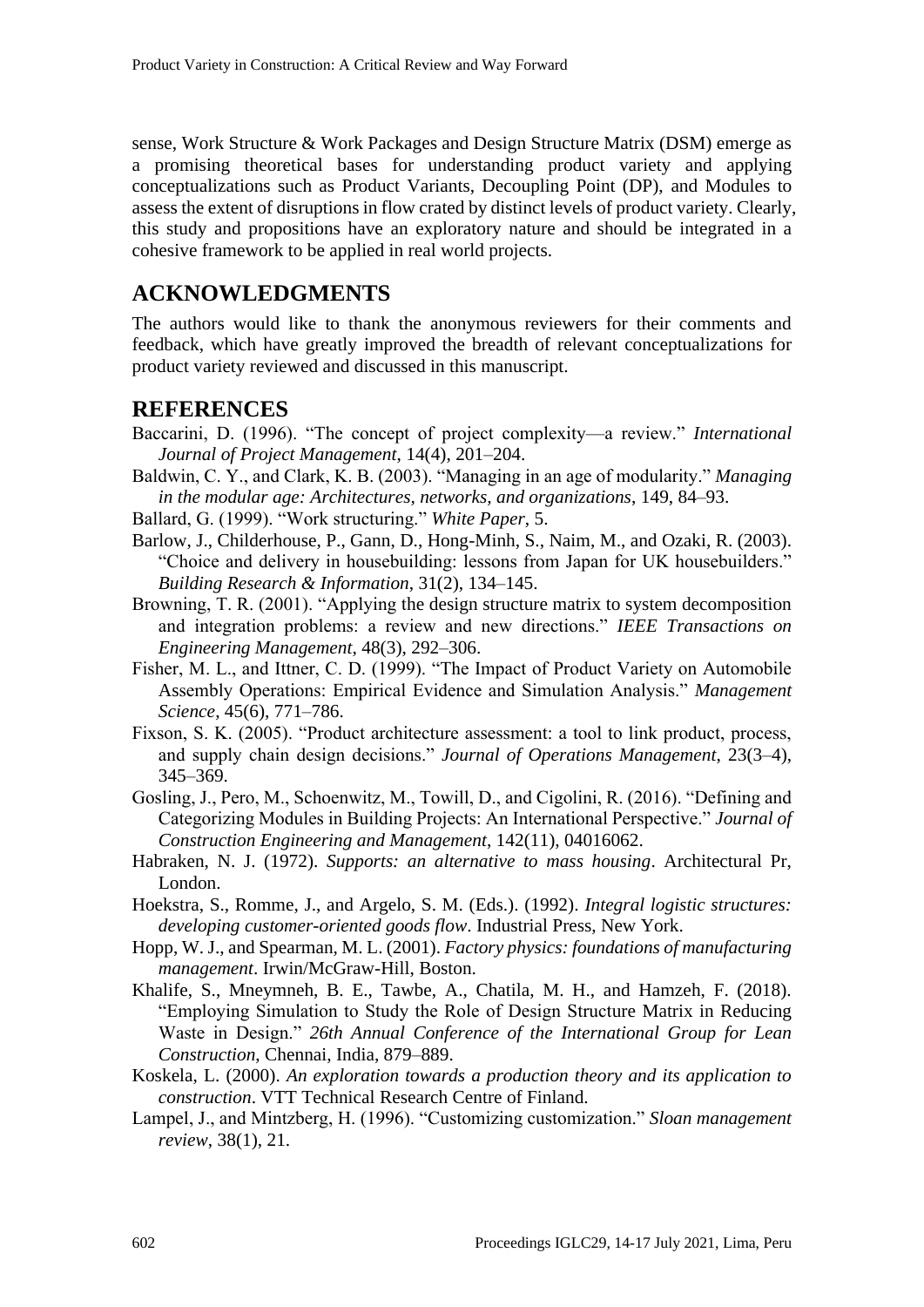sense, Work Structure & Work Packages and Design Structure Matrix (DSM) emerge as a promising theoretical bases for understanding product variety and applying conceptualizations such as Product Variants, Decoupling Point (DP), and Modules to assess the extent of disruptions in flow crated by distinct levels of product variety. Clearly, this study and propositions have an exploratory nature and should be integrated in a cohesive framework to be applied in real world projects.

## ACKNOWLEDGMENTS

The authors would like to thank the anonymous reviewers for their comments and feedback, which have greatly improved the breadth of relevant conceptualizations for product variety reviewed and discussed in this manuscript.

## REFERENCES

Baccarini, D. (1996). "The concept of project complexity—a review." *International Journal of Project Management*, 14(4), 201–204.

Baldwin, C. Y., and Clark, K. B. (2003). "Managing in an age of modularity." *Managing in the modular age: Architectures, networks, and organizations*, 149, 84–93.

Ballard, G. (1999). "Work structuring." *White Paper*, 5.

Barlow, J., Childerhouse, P., Gann, D., Hong-Minh, S., Naim, M., and Ozaki, R. (2003). "Choice and delivery in housebuilding: lessons from Japan for UK housebuilders." *Building Research & Information*, 31(2), 134–145.

Browning, T. R. (2001). "Applying the design structure matrix to system decomposition and integration problems: a review and new directions." *IEEE Transactions on Engineering Management*, 48(3), 292–306.

Fisher, M. L., and Ittner, C. D. (1999). "The Impact of Product Variety on Automobile Assembly Operations: Empirical Evidence and Simulation Analysis." *Management Science*, 45(6), 771–786.

Fixson, S. K. (2005). "Product architecture assessment: a tool to link product, process, and supply chain design decisions." *Journal of Operations Management*, 23(3–4), 345–369.

Gosling, J., Pero, M., Schoenwitz, M., Towill, D., and Cigolini, R. (2016). "Defining and Categorizing Modules in Building Projects: An International Perspective." *Journal of Construction Engineering and Management*, 142(11), 04016062.

Habraken, N. J. (1972). *Supports: an alternative to mass housing*. Architectural Pr, London.

Hoekstra, S., Romme, J., and Argelo, S. M. (Eds.). (1992). *Integral logistic structures: developing customer-oriented goods flow*. Industrial Press, New York.

Hopp, W. J., and Spearman, M. L. (2001). *Factory physics: foundations of manufacturing management*. Irwin/McGraw-Hill, Boston.

Khalife, S., Mneymneh, B. E., Tawbe, A., Chatila, M. H., and Hamzeh, F. (2018). "Employing Simulation to Study the Role of Design Structure Matrix in Reducing Waste in Design." *26th Annual Conference of the International Group for Lean Construction*, Chennai, India, 879–889.

Koskela, L. (2000). *An exploration towards a production theory and its application to construction*. VTT Technical Research Centre of Finland.

Lampel, J., and Mintzberg, H. (1996). "Customizing customization." *Sloan management review*, 38(1), 21.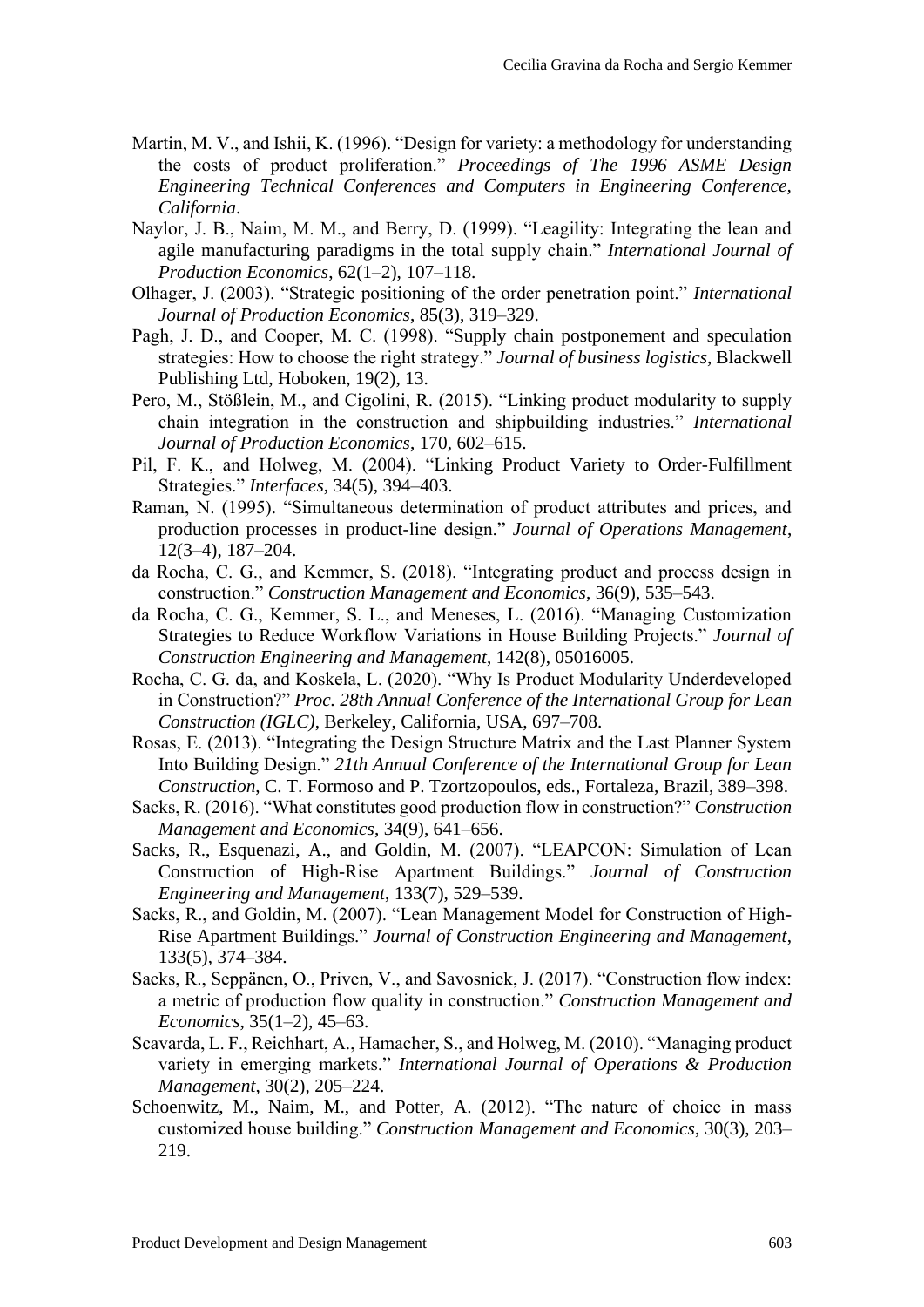Martin, M. V., and Ishii, K. (1996). "Design for variety: a methodology for understanding the costs of product proliferation." *Proceedings of The 1996 ASME Design Engineering Technical Conferences and Computers in Engineering Conference, California*.

Naylor, J. B., Naim, M. M., and Berry, D. (1999). "Leagility: Integrating the lean and agile manufacturing paradigms in the total supply chain." *International Journal of Production Economics*, 62(1–2), 107–118.

Olhager, J. (2003). "Strategic positioning of the order penetration point." *International Journal of Production Economics*, 85(3), 319–329.

Pagh, J. D., and Cooper, M. C. (1998). "Supply chain postponement and speculation strategies: How to choose the right strategy." *Journal of business logistics*, Blackwell Publishing Ltd, Hoboken, 19(2), 13.

Pero, M., Stößlein, M., and Cigolini, R. (2015). "Linking product modularity to supply chain integration in the construction and shipbuilding industries." *International Journal of Production Economics*, 170, 602–615.

Pil, F. K., and Holweg, M. (2004). "Linking Product Variety to Order-Fulfillment Strategies." *Interfaces*, 34(5), 394–403.

Raman, N. (1995). "Simultaneous determination of product attributes and prices, and production processes in product-line design." *Journal of Operations Management*, 12(3–4), 187–204.

da Rocha, C. G., and Kemmer, S. (2018). "Integrating product and process design in construction." *Construction Management and Economics*, 36(9), 535–543.

da Rocha, C. G., Kemmer, S. L., and Meneses, L. (2016). "Managing Customization Strategies to Reduce Workflow Variations in House Building Projects." *Journal of Construction Engineering and Management*, 142(8), 05016005.

Rocha, C. G. da, and Koskela, L. (2020). "Why Is Product Modularity Underdeveloped in Construction?" *Proc. 28th Annual Conference of the International Group for Lean Construction (IGLC)*, Berkeley, California, USA, 697–708.

Rosas, E. (2013). "Integrating the Design Structure Matrix and the Last Planner System Into Building Design." *21th Annual Conference of the International Group for Lean Construction*, C. T. Formoso and P. Tzortzopoulos, eds., Fortaleza, Brazil, 389–398.

Sacks, R. (2016). "What constitutes good production flow in construction?" *Construction Management and Economics*, 34(9), 641–656.

Sacks, R., Esquenazi, A., and Goldin, M. (2007). "LEAPCON: Simulation of Lean Construction of High-Rise Apartment Buildings." *Journal of Construction Engineering and Management*, 133(7), 529–539.

Sacks, R., and Goldin, M. (2007). "Lean Management Model for Construction of High-Rise Apartment Buildings." *Journal of Construction Engineering and Management*, 133(5), 374–384.

Sacks, R., Seppänen, O., Priven, V., and Savosnick, J. (2017). "Construction flow index: a metric of production flow quality in construction." *Construction Management and Economics*, 35(1–2), 45–63.

Scavarda, L. F., Reichhart, A., Hamacher, S., and Holweg, M. (2010). "Managing product variety in emerging markets." *International Journal of Operations & Production Management*, 30(2), 205–224.

Schoenwitz, M., Naim, M., and Potter, A. (2012). "The nature of choice in mass customized house building." *Construction Management and Economics*, 30(3), 203–219.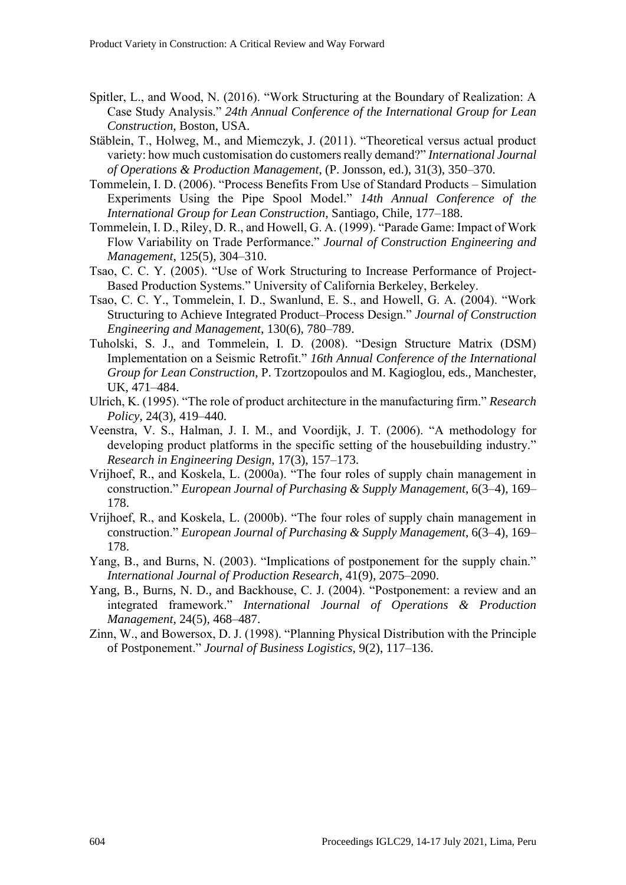Spitler, L., and Wood, N. (2016). "Work Structuring at the Boundary of Realization: A Case Study Analysis." *24th Annual Conference of the International Group for Lean Construction*, Boston, USA.

Stäblein, T., Holweg, M., and Miemczyk, J. (2011). "Theoretical versus actual product variety: how much customisation do customers really demand?" *International Journal of Operations & Production Management*, (P. Jonsson, ed.), 31(3), 350–370.

Tommelein, I. D. (2006). "Process Benefits From Use of Standard Products – Simulation Experiments Using the Pipe Spool Model." *14th Annual Conference of the International Group for Lean Construction*, Santiago, Chile, 177–188.

Tommelein, I. D., Riley, D. R., and Howell, G. A. (1999). "Parade Game: Impact of Work Flow Variability on Trade Performance." *Journal of Construction Engineering and Management*, 125(5), 304–310.

Tsao, C. C. Y. (2005). "Use of Work Structuring to Increase Performance of Project-Based Production Systems." University of California Berkeley, Berkeley.

Tsao, C. C. Y., Tommelein, I. D., Swanlund, E. S., and Howell, G. A. (2004). "Work Structuring to Achieve Integrated Product–Process Design." *Journal of Construction Engineering and Management*, 130(6), 780–789.

Tuholski, S. J., and Tommelein, I. D. (2008). "Design Structure Matrix (DSM) Implementation on a Seismic Retrofit." *16th Annual Conference of the International Group for Lean Construction*, P. Tzortzopoulos and M. Kagioglou, eds., Manchester, UK, 471–484.

Ulrich, K. (1995). "The role of product architecture in the manufacturing firm." *Research Policy*, 24(3), 419–440.

Veenstra, V. S., Halman, J. I. M., and Voordijk, J. T. (2006). "A methodology for developing product platforms in the specific setting of the housebuilding industry." *Research in Engineering Design*, 17(3), 157–173.

Vrijhoef, R., and Koskela, L. (2000a). "The four roles of supply chain management in construction." *European Journal of Purchasing & Supply Management*, 6(3–4), 169–178.

Vrijhoef, R., and Koskela, L. (2000b). "The four roles of supply chain management in construction." *European Journal of Purchasing & Supply Management*, 6(3–4), 169–178.

Yang, B., and Burns, N. (2003). "Implications of postponement for the supply chain." *International Journal of Production Research*, 41(9), 2075–2090.

Yang, B., Burns, N. D., and Backhouse, C. J. (2004). "Postponement: a review and an integrated framework." *International Journal of Operations & Production Management*, 24(5), 468–487.

Zinn, W., and Bowersox, D. J. (1998). "Planning Physical Distribution with the Principle of Postponement." *Journal of Business Logistics*, 9(2), 117–136.